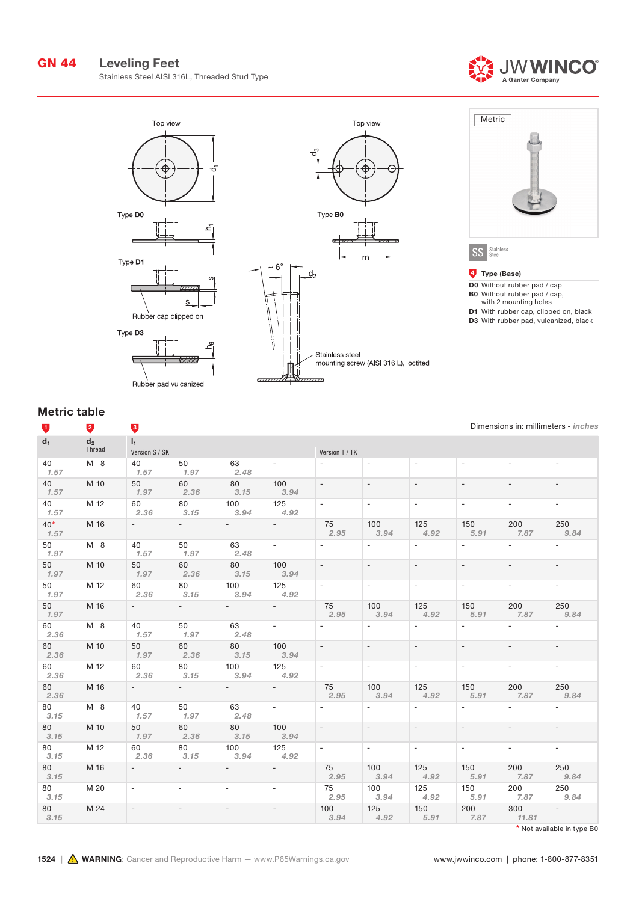# GN 44 Leveling Feet

Stainless Steel AISI 316L, Threaded Stud Type

JW WINCO — A Ganter Company

Top view

Type D0

Type D1

Rubber cap clipped on

Type D3

Rubber pad vulcanized

Top view

Type B0

~ 6°

Stainless steel mounting screw (AISI 316 L), loctited

Metric

SS Stainless Steel

**Type (Base)**

- **D0** Without rubber pad / cap
- **B0** Without rubber pad / cap, with 2 mounting holes
- **D1** With rubber cap, clipped on, black
- **D3** With rubber pad, vulcanized, black

## Metric table

Dimensions in: millimeters - *inches*

| $d_1$ | $d_2$ Thread | $l_1$ Version S / SK | | | | Version T / TK | | | | | |
|---|---|---|---|---|---|---|---|---|---|---|---|
| 40 *1.57* | M 8 | 40 *1.57* | 50 *1.97* | 63 *2.48* | - | - | - | - | - | - | - |
| 40 *1.57* | M 10 | 50 *1.97* | 60 *2.36* | 80 *3.15* | 100 *3.94* | - | - | - | - | - | - |
| 40 *1.57* | M 12 | 60 *2.36* | 80 *3.15* | 100 *3.94* | 125 *4.92* | - | - | - | - | - | - |
| 40* *1.57* | M 16 | - | - | - | - | 75 *2.95* | 100 *3.94* | 125 *4.92* | 150 *5.91* | 200 *7.87* | 250 *9.84* |
| 50 *1.97* | M 8 | 40 *1.57* | 50 *1.97* | 63 *2.48* | - | - | - | - | - | - | - |
| 50 *1.97* | M 10 | 50 *1.97* | 60 *2.36* | 80 *3.15* | 100 *3.94* | - | - | - | - | - | - |
| 50 *1.97* | M 12 | 60 *2.36* | 80 *3.15* | 100 *3.94* | 125 *4.92* | - | - | - | - | - | - |
| 50 *1.97* | M 16 | - | - | - | - | 75 *2.95* | 100 *3.94* | 125 *4.92* | 150 *5.91* | 200 *7.87* | 250 *9.84* |
| 60 *2.36* | M 8 | 40 *1.57* | 50 *1.97* | 63 *2.48* | - | - | - | - | - | - | - |
| 60 *2.36* | M 10 | 50 *1.97* | 60 *2.36* | 80 *3.15* | 100 *3.94* | - | - | - | - | - | - |
| 60 *2.36* | M 12 | 60 *2.36* | 80 *3.15* | 100 *3.94* | 125 *4.92* | - | - | - | - | - | - |
| 60 *2.36* | M 16 | - | - | - | - | 75 *2.95* | 100 *3.94* | 125 *4.92* | 150 *5.91* | 200 *7.87* | 250 *9.84* |
| 80 *3.15* | M 8 | 40 *1.57* | 50 *1.97* | 63 *2.48* | - | - | - | - | - | - | - |
| 80 *3.15* | M 10 | 50 *1.97* | 60 *2.36* | 80 *3.15* | 100 *3.94* | - | - | - | - | - | - |
| 80 *3.15* | M 12 | 60 *2.36* | 80 *3.15* | 100 *3.94* | 125 *4.92* | - | - | - | - | - | - |
| 80 *3.15* | M 16 | - | - | - | - | 75 *2.95* | 100 *3.94* | 125 *4.92* | 150 *5.91* | 200 *7.87* | 250 *9.84* |
| 80 *3.15* | M 20 | - | - | - | - | 75 *2.95* | 100 *3.94* | 125 *4.92* | 150 *5.91* | 200 *7.87* | 250 *9.84* |
| 80 *3.15* | M 24 | - | - | - | - | 100 *3.94* | 125 *4.92* | 150 *5.91* | 200 *7.87* | 300 *11.81* | - |

\* Not available in type B0

WARNING: Cancer and Reproductive Harm — www.P65Warnings.ca.gov

www.jwwinco.com | phone: 1-800-877-8351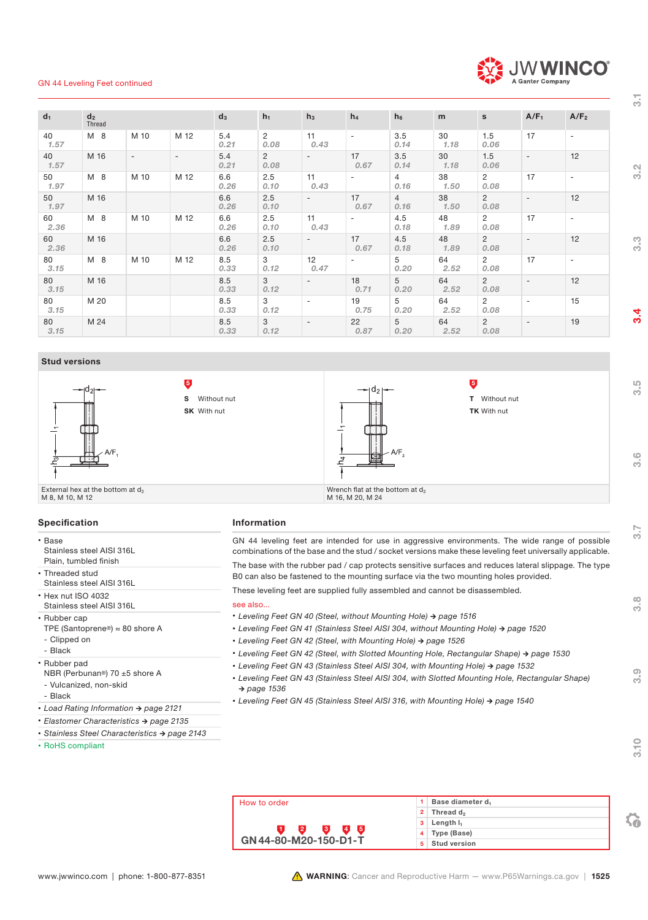GN 44 Leveling Feet continued

| $d_1$ | $d_2$ Thread | | | $d_3$ | $h_1$ | $h_3$ | $h_4$ | $h_6$ | m | s | A/F₁ | A/F₂ |
|---|---|---|---|---|---|---|---|---|---|---|---|---|
| 40 *1.57* | M 8 | M 10 | M 12 | 5.4 *0.21* | 2 *0.08* | 11 *0.43* | - | 3.5 *0.14* | 30 *1.18* | 1.5 *0.06* | 17 | - |
| 40 *1.57* | M 16 | - | - | 5.4 *0.21* | 2 *0.08* | - | 17 *0.67* | 3.5 *0.14* | 30 *1.18* | 1.5 *0.06* | - | 12 |
| 50 *1.97* | M 8 | M 10 | M 12 | 6.6 *0.26* | 2.5 *0.10* | 11 *0.43* | - | 4 *0.16* | 38 *1.50* | 2 *0.08* | 17 | - |
| 50 *1.97* | M 16 | | | 6.6 *0.26* | 2.5 *0.10* | - | 17 *0.67* | 4 *0.16* | 38 *1.50* | 2 *0.08* | - | 12 |
| 60 *2.36* | M 8 | M 10 | M 12 | 6.6 *0.26* | 2.5 *0.10* | 11 *0.43* | - | 4.5 *0.18* | 48 *1.89* | 2 *0.08* | 17 | - |
| 60 *2.36* | M 16 | | | 6.6 *0.26* | 2.5 *0.10* | - | 17 *0.67* | 4.5 *0.18* | 48 *1.89* | 2 *0.08* | - | 12 |
| 80 *3.15* | M 8 | M 10 | M 12 | 8.5 *0.33* | 3 *0.12* | 12 *0.47* | - | 5 *0.20* | 64 *2.52* | 2 *0.08* | 17 | - |
| 80 *3.15* | M 16 | | | 8.5 *0.33* | 3 *0.12* | - | 18 *0.71* | 5 *0.20* | 64 *2.52* | 2 *0.08* | - | 12 |
| 80 *3.15* | M 20 | | | 8.5 *0.33* | 3 *0.12* | - | 19 *0.75* | 5 *0.20* | 64 *2.52* | 2 *0.08* | - | 15 |
| 80 *3.15* | M 24 | | | 8.5 *0.33* | 3 *0.12* | - | 22 *0.87* | 5 *0.20* | 64 *2.52* | 2 *0.08* | - | 19 |

## Stud versions

5
**S** Without nut
**SK** With nut

External hex at the bottom at $d_2$
M 8, M 10, M 12

5
**T** Without nut
**TK** With nut

Wrench flat at the bottom at $d_2$
M 16, M 20, M 24

## Specification

- Base
  Stainless steel AISI 316L
  Plain, tumbled finish
- Threaded stud
  Stainless steel AISI 316L
- Hex nut ISO 4032
  Stainless steel AISI 316L
- Rubber cap
  TPE (Santoprene®) ≈ 80 shore A
  - Clipped on
  - Black
- Rubber pad
  NBR (Perbunan®) 70 ±5 shore A
  - Vulcanized, non-skid
  - Black
- *Load Rating Information → page 2121*
- *Elastomer Characteristics → page 2135*
- *Stainless Steel Characteristics → page 2143*
- RoHS compliant

## Information

GN 44 leveling feet are intended for use in aggressive environments. The wide range of possible combinations of the base and the stud / socket versions make these leveling feet universally applicable.

The base with the rubber pad / cap protects sensitive surfaces and reduces lateral slippage. The type B0 can also be fastened to the mounting surface via the two mounting holes provided.

These leveling feet are supplied fully assembled and cannot be disassembled.

see also...

- *Leveling Feet GN 40 (Steel, without Mounting Hole) → page 1516*
- *Leveling Feet GN 41 (Stainless Steel AISI 304, without Mounting Hole) → page 1520*
- *Leveling Feet GN 42 (Steel, with Mounting Hole) → page 1526*
- *Leveling Feet GN 42 (Steel, with Slotted Mounting Hole, Rectangular Shape) → page 1530*
- *Leveling Feet GN 43 (Stainless Steel AISI 304, with Mounting Hole) → page 1532*
- *Leveling Feet GN 43 (Stainless Steel AISI 304, with Slotted Mounting Hole, Rectangular Shape) → page 1536*
- *Leveling Feet GN 45 (Stainless Steel AISI 316, with Mounting Hole) → page 1540*

How to order

**GN 44-80-M20-150-D1-T**

| | |
|---|---|
| 1 | Base diameter $d_1$ |
| 2 | Thread $d_2$ |
| 3 | Length $l_1$ |
| 4 | Type (Base) |
| 5 | Stud version |

www.jwwinco.com | phone: 1-800-877-8351

**WARNING:** Cancer and Reproductive Harm — www.P65Warnings.ca.gov